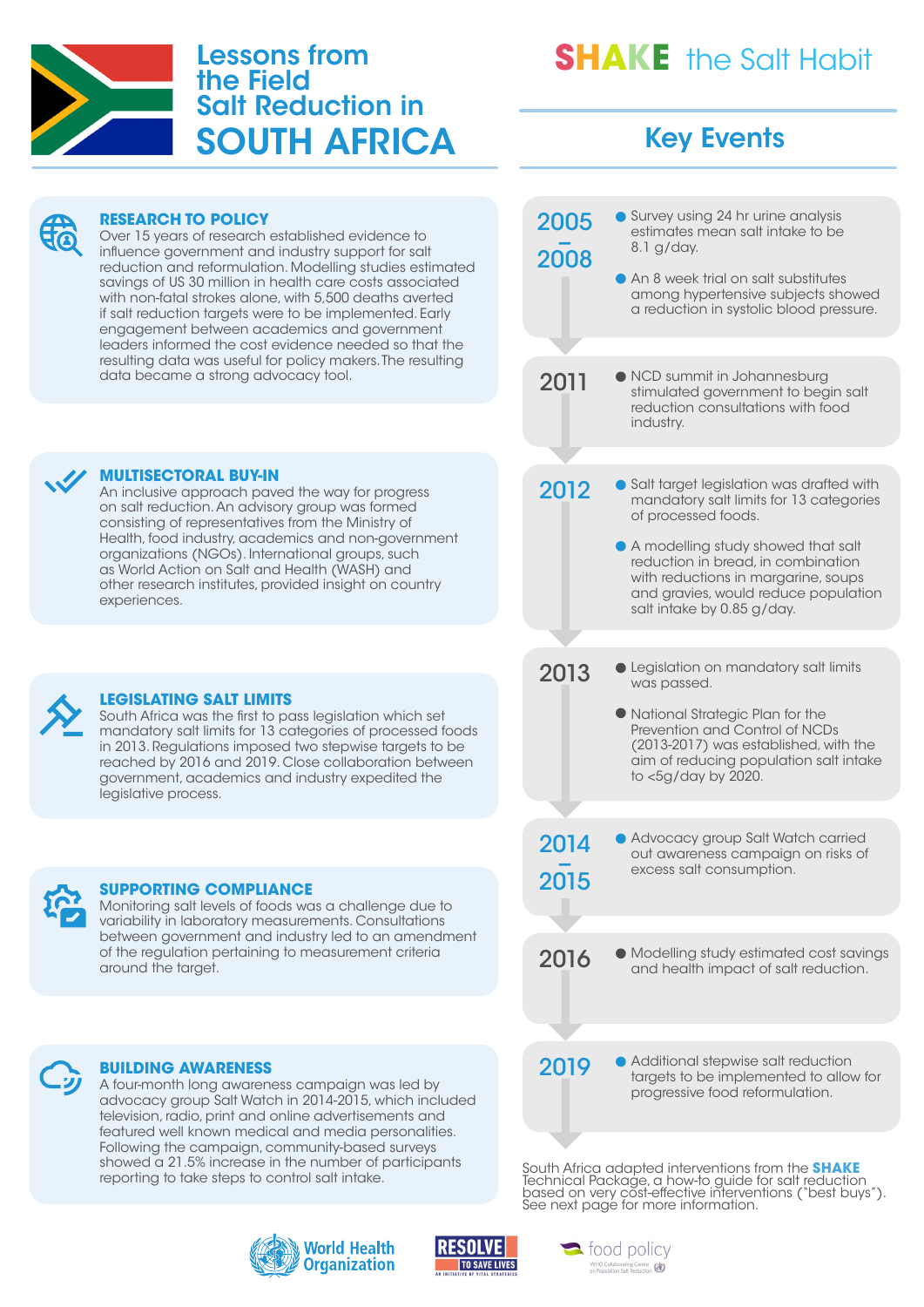# Lessons from the Field Salt Reduction in SOUTH AFRICA

## SHAKE the Salt Habit

### RESEARCH TO POLICY

Over 15 years of research established evidence to influence government and industry support for salt reduction and reformulation. Modelling studies estimated savings of US 30 million in health care costs associated with non-fatal strokes alone, with 5,500 deaths averted if salt reduction targets were to be implemented. Early engagement between academics and government leaders informed the cost evidence needed so that the resulting data was useful for policy makers. The resulting data became a strong advocacy tool.

### MULTISECTORAL BUY-IN

An inclusive approach paved the way for progress on salt reduction. An advisory group was formed consisting of representatives from the Ministry of Health, food industry, academics and non-government organizations (NGOs). International groups, such as World Action on Salt and Health (WASH) and other research institutes, provided insight on country experiences.

### LEGISLATING SALT LIMITS

South Africa was the first to pass legislation which set mandatory salt limits for 13 categories of processed foods in 2013. Regulations imposed two stepwise targets to be reached by 2016 and 2019. Close collaboration between government, academics and industry expedited the legislative process.

### SUPPORTING COMPLIANCE

Monitoring salt levels of foods was a challenge due to variability in laboratory measurements. Consultations between government and industry led to an amendment of the regulation pertaining to measurement criteria around the target.

### BUILDING AWARENESS

A four-month long awareness campaign was led by advocacy group Salt Watch in 2014-2015, which included television, radio, print and online advertisements and featured well known medical and media personalities. Following the campaign, community-based surveys showed a 21.5% increase in the number of participants reporting to take steps to control salt intake.

## Key Events

**2005 – 2008**
- Survey using 24 hr urine analysis estimates mean salt intake to be 8.1 g/day.
- An 8 week trial on salt substitutes among hypertensive subjects showed a reduction in systolic blood pressure.

**2011**
- NCD summit in Johannesburg stimulated government to begin salt reduction consultations with food industry.

**2012**
- Salt target legislation was drafted with mandatory salt limits for 13 categories of processed foods.
- A modelling study showed that salt reduction in bread, in combination with reductions in margarine, soups and gravies, would reduce population salt intake by 0.85 g/day.

**2013**
- Legislation on mandatory salt limits was passed.
- National Strategic Plan for the Prevention and Control of NCDs (2013-2017) was established, with the aim of reducing population salt intake to <5g/day by 2020.

**2014 – 2015**
- Advocacy group Salt Watch carried out awareness campaign on risks of excess salt consumption.

**2016**
- Modelling study estimated cost savings and health impact of salt reduction.

**2019**
- Additional stepwise salt reduction targets to be implemented to allow for progressive food reformulation.

South Africa adapted interventions from the **SHAKE** Technical Package, a how-to guide for salt reduction based on very cost-effective interventions ("best buys"). See next page for more information.

World Health Organization | RESOLVE TO SAVE LIVES – AN INITIATIVE OF VITAL STRATEGIES | food policy – WHO Collaborating Centre on Population Salt Reduction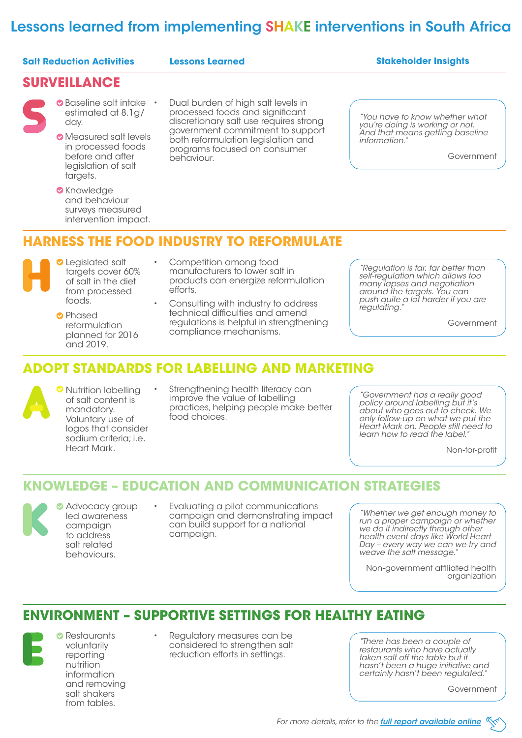# Lessons learned from implementing SHAKE interventions in South Africa

| Salt Reduction Activities | Lessons Learned | Stakeholder Insights |
|---|---|---|

## SURVEILLANCE

**Salt Reduction Activities**

- Baseline salt intake estimated at 8.1g/day.
- Measured salt levels in processed foods before and after legislation of salt targets.
- Knowledge and behaviour surveys measured intervention impact.

**Lessons Learned**

- Dual burden of high salt levels in processed foods and significant discretionary salt use requires strong government commitment to support both reformulation legislation and programs focused on consumer behaviour.

**Stakeholder Insights**

> *"You have to know whether what you're doing is working or not. And that means getting baseline information."*
>
> Government

## HARNESS THE FOOD INDUSTRY TO REFORMULATE

**Salt Reduction Activities**

- Legislated salt targets cover 60% of salt in the diet from processed foods.
- Phased reformulation planned for 2016 and 2019.

**Lessons Learned**

- Competition among food manufacturers to lower salt in products can energize reformulation efforts.
- Consulting with industry to address technical difficulties and amend regulations is helpful in strengthening compliance mechanisms.

**Stakeholder Insights**

> *"Regulation is far, far better than self-regulation which allows too many lapses and negotiation around the targets. You can push quite a lot harder if you are regulating."*
>
> Government

## ADOPT STANDARDS FOR LABELLING AND MARKETING

**Salt Reduction Activities**

- Nutrition labelling of salt content is mandatory. Voluntary use of logos that consider sodium criteria; i.e. Heart Mark.

**Lessons Learned**

- Strengthening health literacy can improve the value of labelling practices, helping people make better food choices.

**Stakeholder Insights**

> *"Government has a really good policy around labelling but it's about who goes out to check. We only follow-up on what we put the Heart Mark on. People still need to learn how to read the label."*
>
> Non-for-profit

## KNOWLEDGE – EDUCATION AND COMMUNICATION STRATEGIES

**Salt Reduction Activities**

- Advocacy group led awareness campaign to address salt related behaviours.

**Lessons Learned**

- Evaluating a pilot communications campaign and demonstrating impact can build support for a national campaign.

**Stakeholder Insights**

> *"Whether we get enough money to run a proper campaign or whether we do it indirectly through other health event days like World Heart Day – every way we can we try and weave the salt message."*
>
> Non-government affiliated health organization

## ENVIRONMENT – SUPPORTIVE SETTINGS FOR HEALTHY EATING

**Salt Reduction Activities**

- Restaurants voluntarily reporting nutrition information and removing salt shakers from tables.

**Lessons Learned**

- Regulatory measures can be considered to strengthen salt reduction efforts in settings.

**Stakeholder Insights**

> *"There has been a couple of restaurants who have actually taken salt off the table but it hasn't been a huge initiative and certainly hasn't been regulated."*
>
> Government

*For more details, refer to the* ***full report available online***